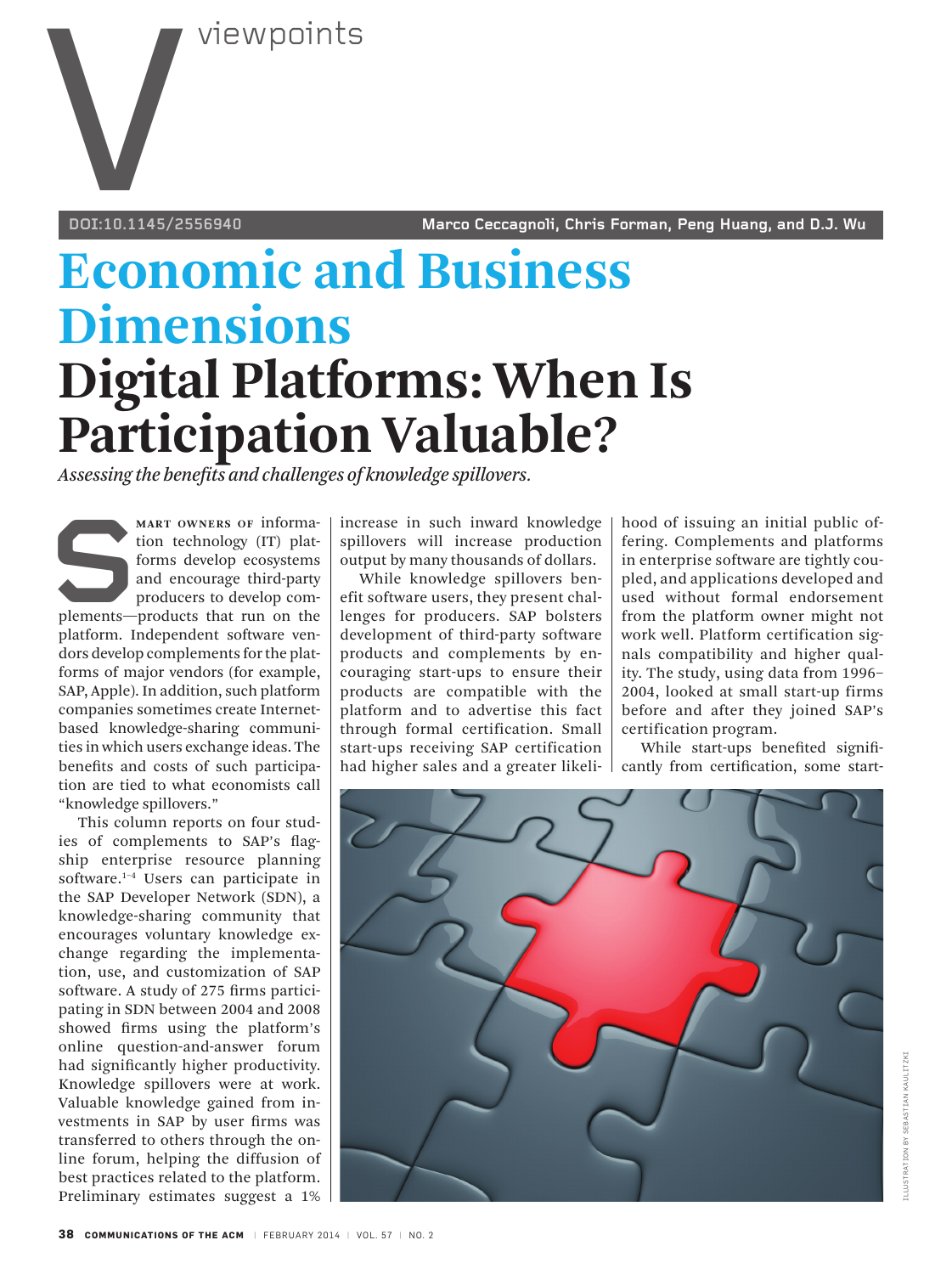viewpoints

DOI:10.1145/2556940

Marco Ceccagnoli, Chris Forman, Peng Huang, and D.J. Wu

# Economic and Business Dimensions

# Digital Platforms: When Is Participation Valuable?

*Assessing the benefits and challenges of knowledge spillovers.*

Smart owners of information technology (IT) platforms develop ecosystems and encourage third-party producers to develop complements—products that run on the platform. Independent software vendors develop complements for the platforms of major vendors (for example, SAP, Apple). In addition, such platform companies sometimes create Internet-based knowledge-sharing communities in which users exchange ideas. The benefits and costs of such participation are tied to what economists call "knowledge spillovers."

This column reports on four studies of complements to SAP's flagship enterprise resource planning software.[1–4] Users can participate in the SAP Developer Network (SDN), a knowledge-sharing community that encourages voluntary knowledge exchange regarding the implementation, use, and customization of SAP software. A study of 275 firms participating in SDN between 2004 and 2008 showed firms using the platform's online question-and-answer forum had significantly higher productivity. Knowledge spillovers were at work. Valuable knowledge gained from investments in SAP by user firms was transferred to others through the online forum, helping the diffusion of best practices related to the platform. Preliminary estimates suggest a 1% increase in such inward knowledge spillovers will increase production output by many thousands of dollars.

While knowledge spillovers benefit software users, they present challenges for producers. SAP bolsters development of third-party software products and complements by encouraging start-ups to ensure their products are compatible with the platform and to advertise this fact through formal certification. Small start-ups receiving SAP certification had higher sales and a greater likelihood of issuing an initial public offering. Complements and platforms in enterprise software are tightly coupled, and applications developed and used without formal endorsement from the platform owner might not work well. Platform certification signals compatibility and higher quality. The study, using data from 1996–2004, looked at small start-up firms before and after they joined SAP's certification program.

While start-ups benefited significantly from certification, some start-

ILLUSTRATION BY SEBASTIAN KAULITZKI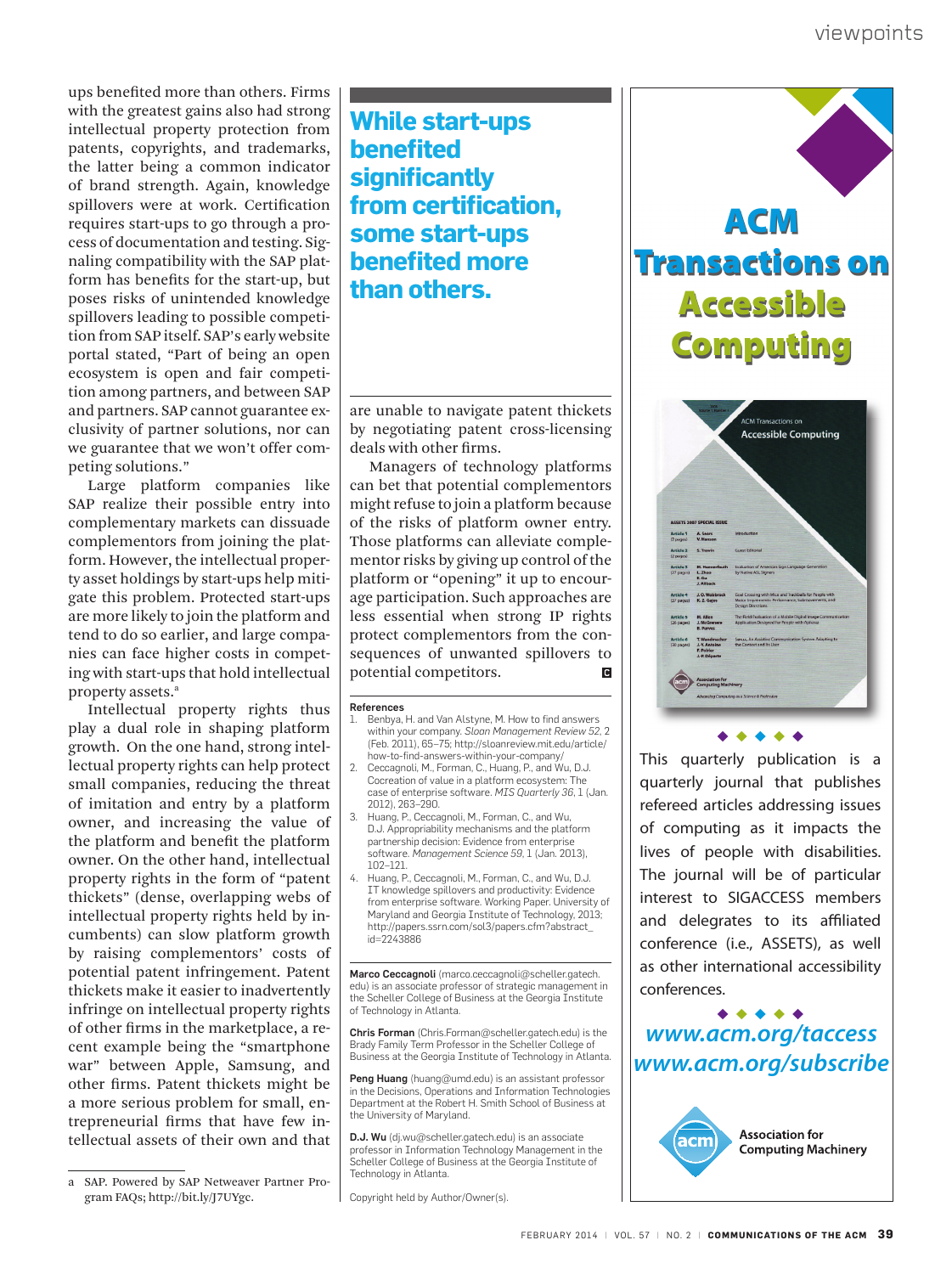ups benefited more than others. Firms with the greatest gains also had strong intellectual property protection from patents, copyrights, and trademarks, the latter being a common indicator of brand strength. Again, knowledge spillovers were at work. Certification requires start-ups to go through a process of documentation and testing. Signaling compatibility with the SAP platform has benefits for the start-up, but poses risks of unintended knowledge spillovers leading to possible competition from SAP itself. SAP's early website portal stated, "Part of being an open ecosystem is open and fair competition among partners, and between SAP and partners. SAP cannot guarantee exclusivity of partner solutions, nor can we guarantee that we won't offer competing solutions."

Large platform companies like SAP realize their possible entry into complementary markets can dissuade complementors from joining the platform. However, the intellectual property asset holdings by start-ups help mitigate this problem. Protected start-ups are more likely to join the platform and tend to do so earlier, and large companies can face higher costs in competing with start-ups that hold intellectual property assets.[a]

Intellectual property rights thus play a dual role in shaping platform growth. On the one hand, strong intellectual property rights can help protect small companies, reducing the threat of imitation and entry by a platform owner, and increasing the value of the platform and benefit the platform owner. On the other hand, intellectual property rights in the form of "patent thickets" (dense, overlapping webs of intellectual property rights held by incumbents) can slow platform growth by raising complementors' costs of potential patent infringement. Patent thickets make it easier to inadvertently infringe on intellectual property rights of other firms in the marketplace, a recent example being the "smartphone war" between Apple, Samsung, and other firms. Patent thickets might be a more serious problem for small, entrepreneurial firms that have few intellectual assets of their own and that are unable to navigate patent thickets by negotiating patent cross-licensing deals with other firms.

**While start-ups benefited significantly from certification, some start-ups benefited more than others.**

Managers of technology platforms can bet that potential complementors might refuse to join a platform because of the risks of platform owner entry. Those platforms can alleviate complementor risks by giving up control of the platform or "opening" it up to encourage participation. Such approaches are less essential when strong IP rights protect complementors from the consequences of unwanted spillovers to potential competitors.

a SAP. Powered by SAP Netweaver Partner Program FAQs; http://bit.ly/J7UYgc.

### References

1. Benbya, H. and Van Alstyne, M. How to find answers within your company. *Sloan Management Review 52*, 2 (Feb. 2011), 65–75; http://sloanreview.mit.edu/article/how-to-find-answers-within-your-company/
2. Ceccagnoli, M., Forman, C., Huang, P., and Wu, D.J. Cocreation of value in a platform ecosystem: The case of enterprise software. *MIS Quarterly 36*, 1 (Jan. 2012), 263–290.
3. Huang, P., Ceccagnoli, M., Forman, C., and Wu, D.J. Appropriability mechanisms and the platform partnership decision: Evidence from enterprise software. *Management Science 59*, 1 (Jan. 2013), 102–121.
4. Huang, P., Ceccagnoli, M., Forman, C., and Wu, D.J. IT knowledge spillovers and productivity: Evidence from enterprise software. Working Paper. University of Maryland and Georgia Institute of Technology, 2013; http://papers.ssrn.com/sol3/papers.cfm?abstract_id=2243886

**Marco Ceccagnoli** (marco.ceccagnoli@scheller.gatech.edu) is an associate professor of strategic management in the Scheller College of Business at the Georgia Institute of Technology in Atlanta.

**Chris Forman** (Chris.Forman@scheller.gatech.edu) is the Brady Family Term Professor in the Scheller College of Business at the Georgia Institute of Technology in Atlanta.

**Peng Huang** (huang@umd.edu) is an assistant professor in the Decisions, Operations and Information Technologies Department at the Robert H. Smith School of Business at the University of Maryland.

**D.J. Wu** (dj.wu@scheller.gatech.edu) is an associate professor in Information Technology Management in the Scheller College of Business at the Georgia Institute of Technology in Atlanta.

Copyright held by Author/Owner(s).

# ACM Transactions on Accessible Computing

This quarterly publication is a quarterly journal that publishes refereed articles addressing issues of computing as it impacts the lives of people with disabilities. The journal will be of particular interest to SIGACCESS members and delegates to its affiliated conference (i.e., ASSETS), as well as other international accessibility conferences.

*www.acm.org/taccess*
*www.acm.org/subscribe*

Association for Computing Machinery